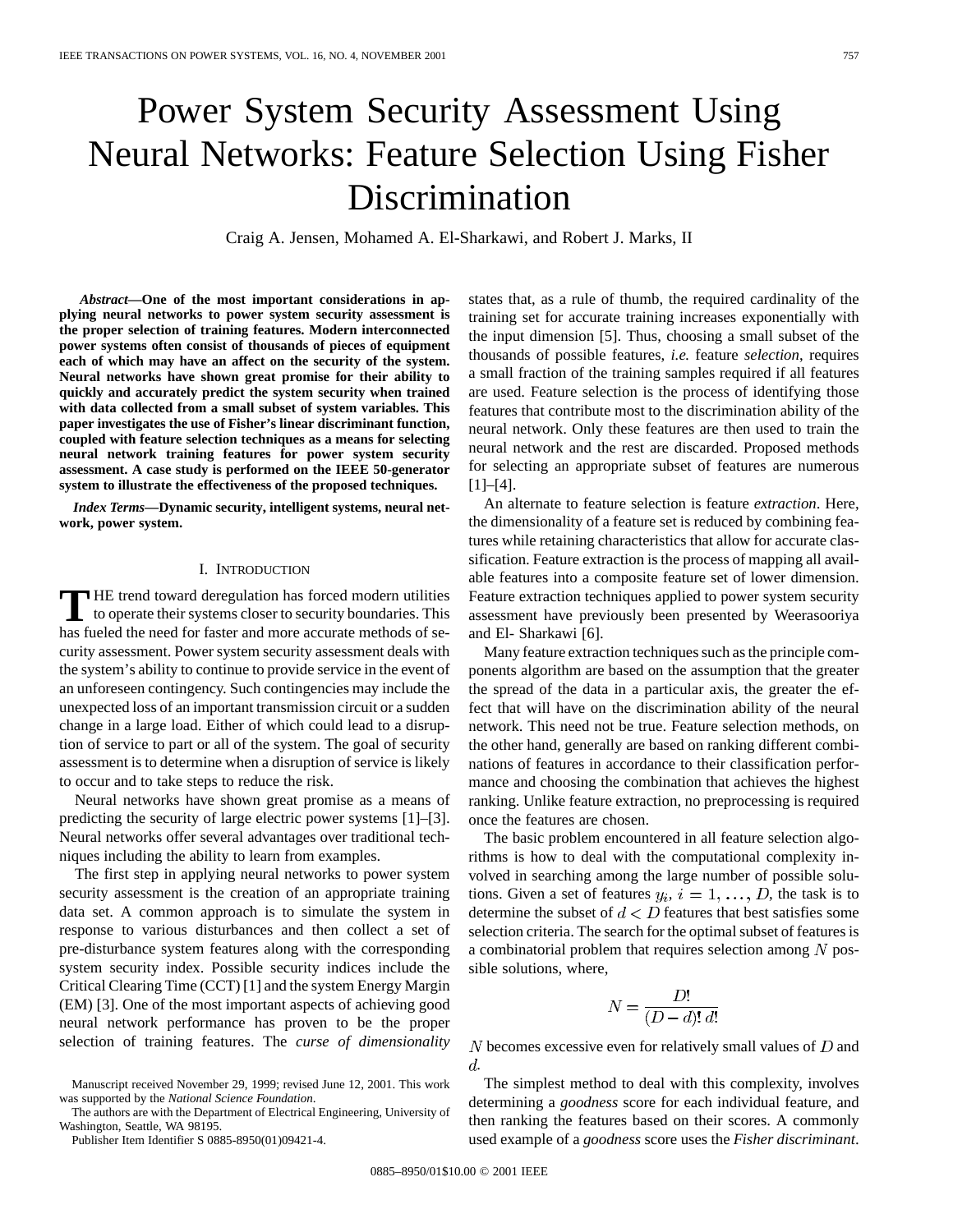# Power System Security Assessment Using Neural Networks: Feature Selection Using Fisher Discrimination

Craig A. Jensen, Mohamed A. El-Sharkawi, and Robert J. Marks, II

***Abstract*—One of the most important considerations in applying neural networks to power system security assessment is the proper selection of training features. Modern interconnected power systems often consist of thousands of pieces of equipment each of which may have an affect on the security of the system. Neural networks have shown great promise for their ability to quickly and accurately predict the system security when trained with data collected from a small subset of system variables. This paper investigates the use of Fisher's linear discriminant function, coupled with feature selection techniques as a means for selecting neural network training features for power system security assessment. A case study is performed on the IEEE 50-generator system to illustrate the effectiveness of the proposed techniques.**

***Index Terms*—Dynamic security, intelligent systems, neural network, power system.**

## I. Introduction

The trend toward deregulation has forced modern utilities to operate their systems closer to security boundaries. This has fueled the need for faster and more accurate methods of security assessment. Power system security assessment deals with the system's ability to continue to provide service in the event of an unforeseen contingency. Such contingencies may include the unexpected loss of an important transmission circuit or a sudden change in a large load. Either of which could lead to a disruption of service to part or all of the system. The goal of security assessment is to determine when a disruption of service is likely to occur and to take steps to reduce the risk.

Neural networks have shown great promise as a means of predicting the security of large electric power systems [1]–[3]. Neural networks offer several advantages over traditional techniques including the ability to learn from examples.

The first step in applying neural networks to power system security assessment is the creation of an appropriate training data set. A common approach is to simulate the system in response to various disturbances and then collect a set of pre-disturbance system features along with the corresponding system security index. Possible security indices include the Critical Clearing Time (CCT) [1] and the system Energy Margin (EM) [3]. One of the most important aspects of achieving good neural network performance has proven to be the proper selection of training features. The *curse of dimensionality* states that, as a rule of thumb, the required cardinality of the training set for accurate training increases exponentially with the input dimension [5]. Thus, choosing a small subset of the thousands of possible features, *i.e.* feature *selection*, requires a small fraction of the training samples required if all features are used. Feature selection is the process of identifying those features that contribute most to the discrimination ability of the neural network. Only these features are then used to train the neural network and the rest are discarded. Proposed methods for selecting an appropriate subset of features are numerous [1]–[4].

An alternate to feature selection is feature *extraction*. Here, the dimensionality of a feature set is reduced by combining features while retaining characteristics that allow for accurate classification. Feature extraction is the process of mapping all available features into a composite feature set of lower dimension. Feature extraction techniques applied to power system security assessment have previously been presented by Weerasooriya and El- Sharkawi [6].

Many feature extraction techniques such as the principle components algorithm are based on the assumption that the greater the spread of the data in a particular axis, the greater the effect that will have on the discrimination ability of the neural network. This need not be true. Feature selection methods, on the other hand, generally are based on ranking different combinations of features in accordance to their classification performance and choosing the combination that achieves the highest ranking. Unlike feature extraction, no preprocessing is required once the features are chosen.

The basic problem encountered in all feature selection algorithms is how to deal with the computational complexity involved in searching among the large number of possible solutions. Given a set of features $y_i,\ i = 1, \ldots, D$, the task is to determine the subset of $d < D$ features that best satisfies some selection criteria. The search for the optimal subset of features is a combinatorial problem that requires selection among $N$ possible solutions, where,

$$N = \frac{D!}{(D-d)!\, d!}$$

$N$ becomes excessive even for relatively small values of $D$ and $d$.

The simplest method to deal with this complexity, involves determining a *goodness* score for each individual feature, and then ranking the features based on their scores. A commonly used example of a *goodness* score uses the *Fisher discriminant*.

Manuscript received November 29, 1999; revised June 12, 2001. This work was supported by the *National Science Foundation*.

The authors are with the Department of Electrical Engineering, University of Washington, Seattle, WA 98195.

Publisher Item Identifier S 0885-8950(01)09421-4.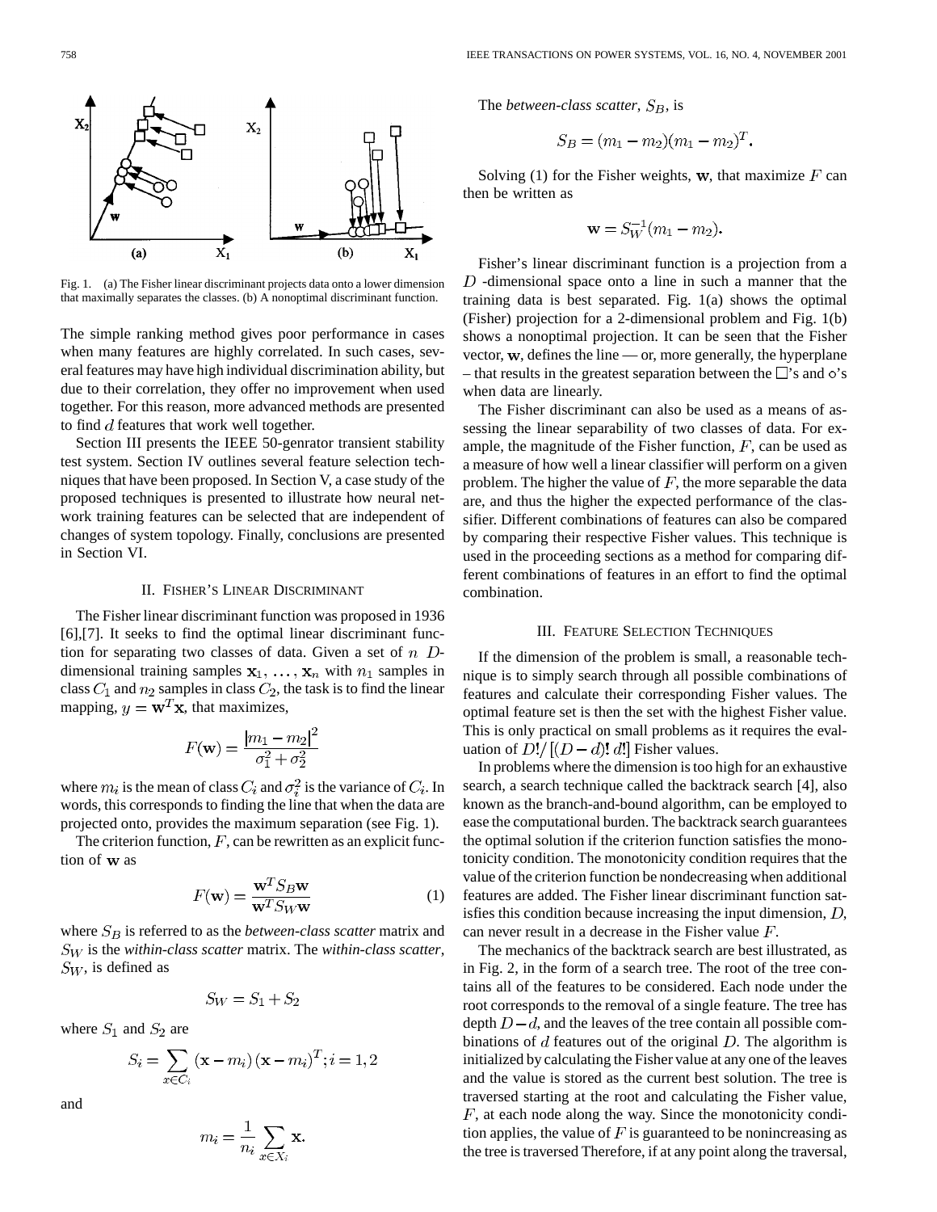Fig. 1. (a) The Fisher linear discriminant projects data onto a lower dimension that maximally separates the classes. (b) A nonoptimal discriminant function.

The simple ranking method gives poor performance in cases when many features are highly correlated. In such cases, several features may have high individual discrimination ability, but due to their correlation, they offer no improvement when used together. For this reason, more advanced methods are presented to find $d$ features that work well together.

Section III presents the IEEE 50-genrator transient stability test system. Section IV outlines several feature selection techniques that have been proposed. In Section V, a case study of the proposed techniques is presented to illustrate how neural network training features can be selected that are independent of changes of system topology. Finally, conclusions are presented in Section VI.

## II. Fisher's Linear Discriminant

The Fisher linear discriminant function was proposed in 1936 [6],[7]. It seeks to find the optimal linear discriminant function for separating two classes of data. Given a set of $n$ $D$-dimensional training samples $\mathbf{x}_1, \ldots, \mathbf{x}_n$ with $n_1$ samples in class $C_1$ and $n_2$ samples in class $C_2$, the task is to find the linear mapping, $y = \mathbf{w}^T\mathbf{x}$, that maximizes,

$$F(\mathbf{w}) = \frac{|m_1 - m_2|^2}{\sigma_1^2 + \sigma_2^2}$$

where $m_i$ is the mean of class $C_i$ and $\sigma_i^2$ is the variance of $C_i$. In words, this corresponds to finding the line that when the data are projected onto, provides the maximum separation (see Fig. 1).

The criterion function, $F$, can be rewritten as an explicit function of $\mathbf{w}$ as

$$F(\mathbf{w}) = \frac{\mathbf{w}^T S_B \mathbf{w}}{\mathbf{w}^T S_W \mathbf{w}} \tag{1}$$

where $S_B$ is referred to as the *between-class scatter* matrix and $S_W$ is the *within-class scatter* matrix. The *within-class scatter*, $S_W$, is defined as

$$S_W = S_1 + S_2$$

where $S_1$ and $S_2$ are

$$S_i = \sum_{x \in C_i} (\mathbf{x} - m_i)(\mathbf{x} - m_i)^T; i = 1, 2$$

and

$$m_i = \frac{1}{n_i} \sum_{x \in X_i} \mathbf{x}.$$

The *between-class scatter*, $S_B$, is

$$S_B = (m_1 - m_2)(m_1 - m_2)^T.$$

Solving (1) for the Fisher weights, $\mathbf{w}$, that maximize $F$ can then be written as

$$\mathbf{w} = S_W^{-1}(m_1 - m_2).$$

Fisher's linear discriminant function is a projection from a $D$ -dimensional space onto a line in such a manner that the training data is best separated. Fig. 1(a) shows the optimal (Fisher) projection for a 2-dimensional problem and Fig. 1(b) shows a nonoptimal projection. It can be seen that the Fisher vector, $\mathbf{w}$, defines the line — or, more generally, the hyperplane – that results in the greatest separation between the □'s and ○'s when data are linearly.

The Fisher discriminant can also be used as a means of assessing the linear separability of two classes of data. For example, the magnitude of the Fisher function, $F$, can be used as a measure of how well a linear classifier will perform on a given problem. The higher the value of $F$, the more separable the data are, and thus the higher the expected performance of the classifier. Different combinations of features can also be compared by comparing their respective Fisher values. This technique is used in the proceeding sections as a method for comparing different combinations of features in an effort to find the optimal combination.

## III. Feature Selection Techniques

If the dimension of the problem is small, a reasonable technique is to simply search through all possible combinations of features and calculate their corresponding Fisher values. The optimal feature set is then the set with the highest Fisher value. This is only practical on small problems as it requires the evaluation of $D!/[(D-d)!\,d!]$ Fisher values.

In problems where the dimension is too high for an exhaustive search, a search technique called the backtrack search [4], also known as the branch-and-bound algorithm, can be employed to ease the computational burden. The backtrack search guarantees the optimal solution if the criterion function satisfies the monotonicity condition. The monotonicity condition requires that the value of the criterion function be nondecreasing when additional features are added. The Fisher linear discriminant function satisfies this condition because increasing the input dimension, $D$, can never result in a decrease in the Fisher value $F$.

The mechanics of the backtrack search are best illustrated, as in Fig. 2, in the form of a search tree. The root of the tree contains all of the features to be considered. Each node under the root corresponds to the removal of a single feature. The tree has depth $D - d$, and the leaves of the tree contain all possible combinations of $d$ features out of the original $D$. The algorithm is initialized by calculating the Fisher value at any one of the leaves and the value is stored as the current best solution. The tree is traversed starting at the root and calculating the Fisher value, $F$, at each node along the way. Since the monotonicity condition applies, the value of $F$ is guaranteed to be nonincreasing as the tree is traversed Therefore, if at any point along the traversal,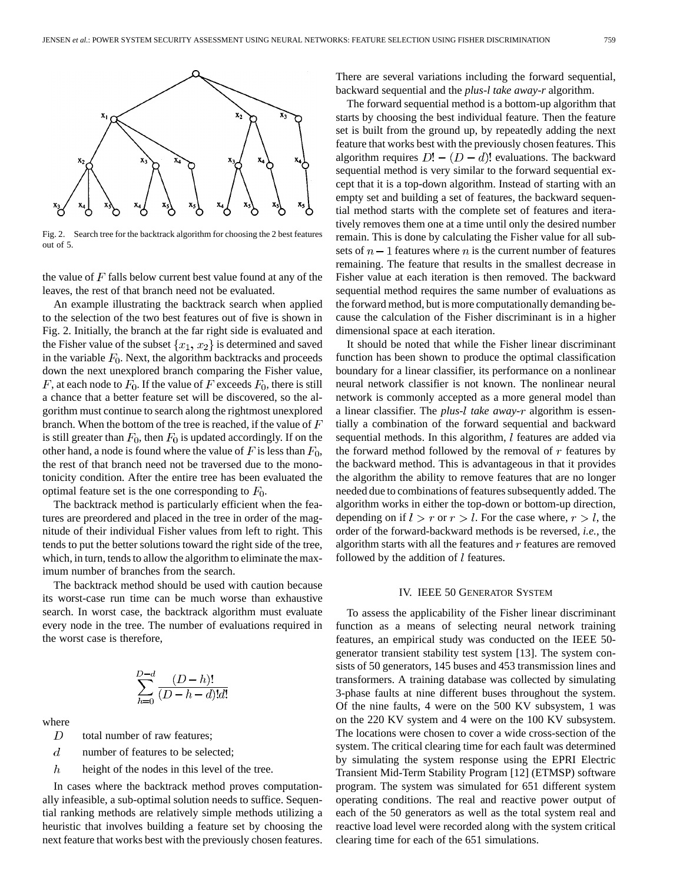Fig. 2. Search tree for the backtrack algorithm for choosing the 2 best features out of 5.

the value of $F$ falls below current best value found at any of the leaves, the rest of that branch need not be evaluated.

An example illustrating the backtrack search when applied to the selection of the two best features out of five is shown in Fig. 2. Initially, the branch at the far right side is evaluated and the Fisher value of the subset $\{x_1, x_2\}$ is determined and saved in the variable $F_0$. Next, the algorithm backtracks and proceeds down the next unexplored branch comparing the Fisher value, $F$, at each node to $F_0$. If the value of $F$ exceeds $F_0$, there is still a chance that a better feature set will be discovered, so the algorithm must continue to search along the rightmost unexplored branch. When the bottom of the tree is reached, if the value of $F$ is still greater than $F_0$, then $F_0$ is updated accordingly. If on the other hand, a node is found where the value of $F$ is less than $F_0$, the rest of that branch need not be traversed due to the monotonicity condition. After the entire tree has been evaluated the optimal feature set is the one corresponding to $F_0$.

The backtrack method is particularly efficient when the features are preordered and placed in the tree in order of the magnitude of their individual Fisher values from left to right. This tends to put the better solutions toward the right side of the tree, which, in turn, tends to allow the algorithm to eliminate the maximum number of branches from the search.

The backtrack method should be used with caution because its worst-case run time can be much worse than exhaustive search. In worst case, the backtrack algorithm must evaluate every node in the tree. The number of evaluations required in the worst case is therefore,

$$\sum_{h=0}^{D-d} \frac{(D-h)!}{(D-h-d)!d!}$$

where

- $D$ total number of raw features;
- $d$ number of features to be selected;
- $h$ height of the nodes in this level of the tree.

In cases where the backtrack method proves computationally infeasible, a sub-optimal solution needs to suffice. Sequential ranking methods are relatively simple methods utilizing a heuristic that involves building a feature set by choosing the next feature that works best with the previously chosen features. There are several variations including the forward sequential, backward sequential and the *plus-l take away-r* algorithm.

The forward sequential method is a bottom-up algorithm that starts by choosing the best individual feature. Then the feature set is built from the ground up, by repeatedly adding the next feature that works best with the previously chosen features. This algorithm requires $D! - (D-d)!$ evaluations. The backward sequential method is very similar to the forward sequential except that it is a top-down algorithm. Instead of starting with an empty set and building a set of features, the backward sequential method starts with the complete set of features and iteratively removes them one at a time until only the desired number remain. This is done by calculating the Fisher value for all subsets of $n-1$ features where $n$ is the current number of features remaining. The feature that results in the smallest decrease in Fisher value at each iteration is then removed. The backward sequential method requires the same number of evaluations as the forward method, but is more computationally demanding because the calculation of the Fisher discriminant is in a higher dimensional space at each iteration.

It should be noted that while the Fisher linear discriminant function has been shown to produce the optimal classification boundary for a linear classifier, its performance on a nonlinear neural network classifier is not known. The nonlinear neural network is commonly accepted as a more general model than a linear classifier. The *plus-l take away-r* algorithm is essentially a combination of the forward sequential and backward sequential methods. In this algorithm, $l$ features are added via the forward method followed by the removal of $r$ features by the backward method. This is advantageous in that it provides the algorithm the ability to remove features that are no longer needed due to combinations of features subsequently added. The algorithm works in either the top-down or bottom-up direction, depending on if $l > r$ or $r > l$. For the case where, $r > l$, the order of the forward-backward methods is be reversed, *i.e.*, the algorithm starts with all the features and $r$ features are removed followed by the addition of $l$ features.

## IV. IEEE 50 Generator System

To assess the applicability of the Fisher linear discriminant function as a means of selecting neural network training features, an empirical study was conducted on the IEEE 50-generator transient stability test system [13]. The system consists of 50 generators, 145 buses and 453 transmission lines and transformers. A training database was collected by simulating 3-phase faults at nine different buses throughout the system. Of the nine faults, 4 were on the 500 KV subsystem, 1 was on the 220 KV system and 4 were on the 100 KV subsystem. The locations were chosen to cover a wide cross-section of the system. The critical clearing time for each fault was determined by simulating the system response using the EPRI Electric Transient Mid-Term Stability Program [12] (ETMSP) software program. The system was simulated for 651 different system operating conditions. The real and reactive power output of each of the 50 generators as well as the total system real and reactive load level were recorded along with the system critical clearing time for each of the 651 simulations.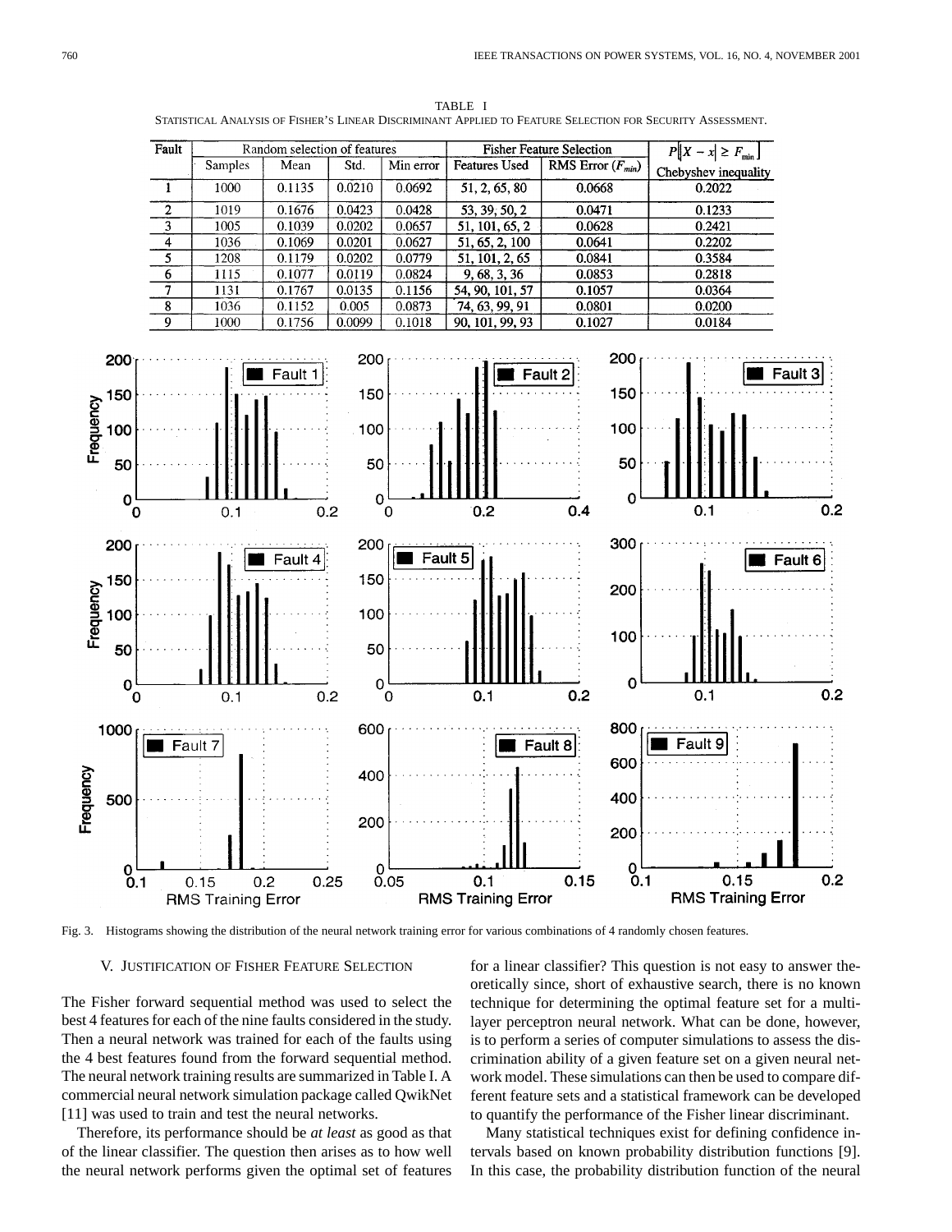TABLE I
STATISTICAL ANALYSIS OF FISHER'S LINEAR DISCRIMINANT APPLIED TO FEATURE SELECTION FOR SECURITY ASSESSMENT.

| Fault | Random selection of features | | | | Fisher Feature Selection | | $P[\|X - x\| \geq F_{min}]$ |
|---|---|---|---|---|---|---|---|
| | Samples | Mean | Std. | Min error | Features Used | RMS Error ($F_{min}$) | Chebyshev inequality |
| 1 | 1000 | 0.1135 | 0.0210 | 0.0692 | 51, 2, 65, 80 | 0.0668 | 0.2022 |
| 2 | 1019 | 0.1676 | 0.0423 | 0.0428 | 53, 39, 50, 2 | 0.0471 | 0.1233 |
| 3 | 1005 | 0.1039 | 0.0202 | 0.0657 | 51, 101, 65, 2 | 0.0628 | 0.2421 |
| 4 | 1036 | 0.1069 | 0.0201 | 0.0627 | 51, 65, 2, 100 | 0.0641 | 0.2202 |
| 5 | 1208 | 0.1179 | 0.0202 | 0.0779 | 51, 101, 2, 65 | 0.0841 | 0.3584 |
| 6 | 1115 | 0.1077 | 0.0119 | 0.0824 | 9, 68, 3, 36 | 0.0853 | 0.2818 |
| 7 | 1131 | 0.1767 | 0.0135 | 0.1156 | 54, 90, 101, 57 | 0.1057 | 0.0364 |
| 8 | 1036 | 0.1152 | 0.005 | 0.0873 | 74, 63, 99, 91 | 0.0801 | 0.0200 |
| 9 | 1000 | 0.1756 | 0.0099 | 0.1018 | 90, 101, 99, 93 | 0.1027 | 0.0184 |

Fig. 3. Histograms showing the distribution of the neural network training error for various combinations of 4 randomly chosen features.

## V. JUSTIFICATION OF FISHER FEATURE SELECTION

The Fisher forward sequential method was used to select the best 4 features for each of the nine faults considered in the study. Then a neural network was trained for each of the faults using the 4 best features found from the forward sequential method. The neural network training results are summarized in Table I. A commercial neural network simulation package called QwikNet [11] was used to train and test the neural networks.

Therefore, its performance should be *at least* as good as that of the linear classifier. The question then arises as to how well the neural network performs given the optimal set of features for a linear classifier? This question is not easy to answer theoretically since, short of exhaustive search, there is no known technique for determining the optimal feature set for a multilayer perceptron neural network. What can be done, however, is to perform a series of computer simulations to assess the discrimination ability of a given feature set on a given neural network model. These simulations can then be used to compare different feature sets and a statistical framework can be developed to quantify the performance of the Fisher linear discriminant.

Many statistical techniques exist for defining confidence intervals based on known probability distribution functions [9]. In this case, the probability distribution function of the neural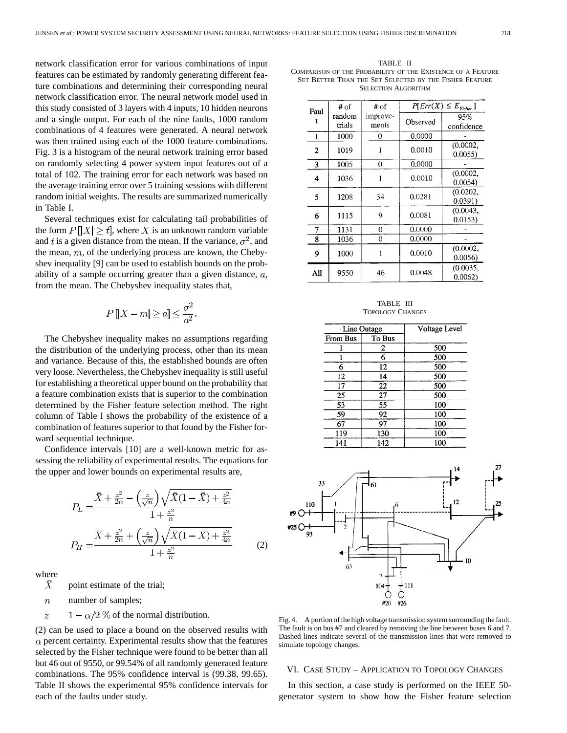network classification error for various combinations of input features can be estimated by randomly generating different feature combinations and determining their corresponding neural network classification error. The neural network model used in this study consisted of 3 layers with 4 inputs, 10 hidden neurons and a single output. For each of the nine faults, 1000 random combinations of 4 features were generated. A neural network was then trained using each of the 1000 feature combinations. Fig. 3 is a histogram of the neural network training error based on randomly selecting 4 power system input features out of a total of 102. The training error for each network was based on the average training error over 5 training sessions with different random initial weights. The results are summarized numerically in Table I.

Several techniques exist for calculating tail probabilities of the form $P[|X| \geq t]$, where $X$ is an unknown random variable and $t$ is a given distance from the mean. If the variance, $\sigma^2$, and the mean, $m$, of the underlying process are known, the Chebyshev inequality [9] can be used to establish bounds on the probability of a sample occurring greater than a given distance, $a$, from the mean. The Chebyshev inequality states that,

$$P[|X - m| \geq a] \leq \frac{\sigma^2}{a^2}.$$

The Chebyshev inequality makes no assumptions regarding the distribution of the underlying process, other than its mean and variance. Because of this, the established bounds are often very loose. Nevertheless, the Chebyshev inequality is still useful for establishing a theoretical upper bound on the probability that a feature combination exists that is superior to the combination determined by the Fisher feature selection method. The right column of Table I shows the probability of the existence of a combination of features superior to that found by the Fisher forward sequential technique.

Confidence intervals [10] are a well-known metric for assessing the reliability of experimental results. The equations for the upper and lower bounds on experimental results are,

$$P_L = \frac{\bar{X} + \frac{z^2}{2n} - \left(\frac{z}{\sqrt{n}}\right)\sqrt{\bar{X}(1-\bar{X}) + \frac{z^2}{4n}}}{1 + \frac{z^2}{n}}$$

$$P_H = \frac{\bar{X} + \frac{z^2}{2n} + \left(\frac{z}{\sqrt{n}}\right)\sqrt{\bar{X}(1-\bar{X}) + \frac{z^2}{4n}}}{1 + \frac{z^2}{n}} \quad (2)$$

where

- $\bar{X}$ point estimate of the trial;
- $n$ number of samples;
- $z$ $1 - \alpha/2\,\%$ of the normal distribution.

(2) can be used to place a bound on the observed results with $\alpha$ percent certainty. Experimental results show that the features selected by the Fisher technique were found to be better than all but 46 out of 9550, or 99.54% of all randomly generated feature combinations. The 95% confidence interval is (99.38, 99.65). Table II shows the experimental 95% confidence intervals for each of the faults under study.

TABLE II
COMPARISON OF THE PROBABILITY OF THE EXISTENCE OF A FEATURE SET BETTER THAN THE SET SELECTED BY THE FISHER FEATURE SELECTION ALGORITHM

| Fault | # of random trials | # of improvements | $P[Err(X) \leq E_{Fisher}]$ | |
|---|---|---|---|---|
| | | | Observed | 95% confidence |
| 1 | 1000 | 0 | 0.0000 | - |
| 2 | 1019 | 1 | 0.0010 | (0.0002, 0.0055) |
| 3 | 1005 | 0 | 0.0000 | - |
| 4 | 1036 | 1 | 0.0010 | (0.0002, 0.0054) |
| 5 | 1208 | 34 | 0.0281 | (0.0202, 0.0391) |
| 6 | 1115 | 9 | 0.0081 | (0.0043, 0.0153) |
| 7 | 1131 | 0 | 0.0000 | - |
| 8 | 1036 | 0 | 0.0000 | - |
| 9 | 1000 | 1 | 0.0010 | (0.0002, 0.0056) |
| All | 9550 | 46 | 0.0048 | (0.0035, 0.0062) |

TABLE III
TOPOLOGY CHANGES

| Line Outage | | Voltage Level |
|---|---|---|
| From Bus | To Bus | |
| 1 | 2 | 500 |
| 1 | 6 | 500 |
| 6 | 12 | 500 |
| 12 | 14 | 500 |
| 17 | 22 | 500 |
| 25 | 27 | 500 |
| 53 | 55 | 100 |
| 59 | 92 | 100 |
| 67 | 97 | 100 |
| 119 | 130 | 100 |
| 141 | 142 | 100 |

Fig. 4. A portion of the high voltage transmission system surrounding the fault. The fault is on bus #7 and cleared by removing the line between buses 6 and 7. Dashed lines indicate several of the transmission lines that were removed to simulate topology changes.

## VI. CASE STUDY – APPLICATION TO TOPOLOGY CHANGES

In this section, a case study is performed on the IEEE 50-generator system to show how the Fisher feature selection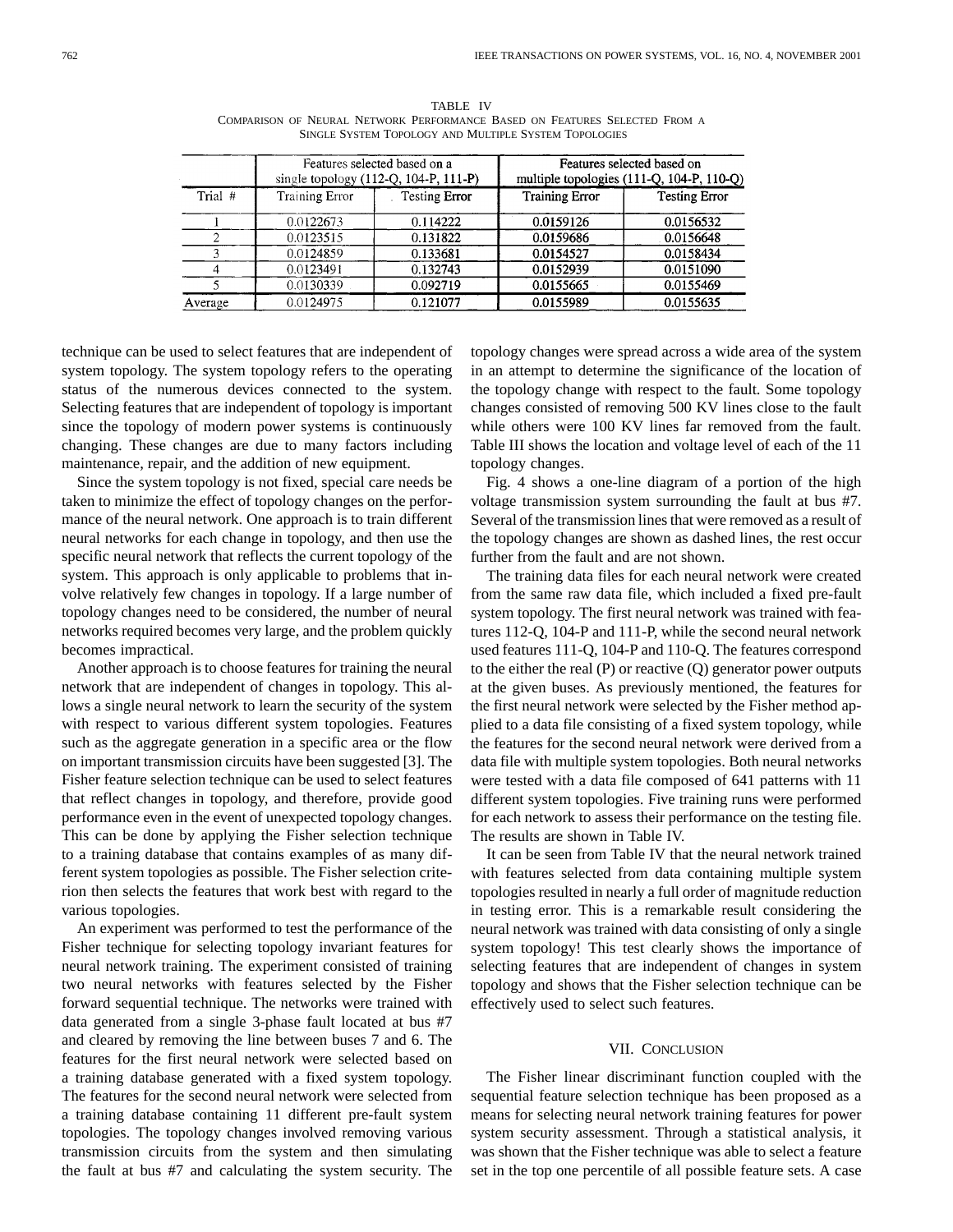TABLE IV

Comparison of Neural Network Performance Based on Features Selected From a Single System Topology and Multiple System Topologies

| | Features selected based on a single topology (112-Q, 104-P, 111-P) | | Features selected based on multiple topologies (111-Q, 104-P, 110-Q) | |
|---|---|---|---|---|
| Trial # | Training Error | Testing Error | Training Error | Testing Error |
| 1 | 0.0122673 | 0.114222 | 0.0159126 | 0.0156532 |
| 2 | 0.0123515 | 0.131822 | 0.0159686 | 0.0156648 |
| 3 | 0.0124859 | 0.133681 | 0.0154527 | 0.0158434 |
| 4 | 0.0123491 | 0.132743 | 0.0152939 | 0.0151090 |
| 5 | 0.0130339 | 0.092719 | 0.0155665 | 0.0155469 |
| Average | 0.0124975 | 0.121077 | 0.0155989 | 0.0155635 |

technique can be used to select features that are independent of system topology. The system topology refers to the operating status of the numerous devices connected to the system. Selecting features that are independent of topology is important since the topology of modern power systems is continuously changing. These changes are due to many factors including maintenance, repair, and the addition of new equipment.

Since the system topology is not fixed, special care needs be taken to minimize the effect of topology changes on the performance of the neural network. One approach is to train different neural networks for each change in topology, and then use the specific neural network that reflects the current topology of the system. This approach is only applicable to problems that involve relatively few changes in topology. If a large number of topology changes need to be considered, the number of neural networks required becomes very large, and the problem quickly becomes impractical.

Another approach is to choose features for training the neural network that are independent of changes in topology. This allows a single neural network to learn the security of the system with respect to various different system topologies. Features such as the aggregate generation in a specific area or the flow on important transmission circuits have been suggested [3]. The Fisher feature selection technique can be used to select features that reflect changes in topology, and therefore, provide good performance even in the event of unexpected topology changes. This can be done by applying the Fisher selection technique to a training database that contains examples of as many different system topologies as possible. The Fisher selection criterion then selects the features that work best with regard to the various topologies.

An experiment was performed to test the performance of the Fisher technique for selecting topology invariant features for neural network training. The experiment consisted of training two neural networks with features selected by the Fisher forward sequential technique. The networks were trained with data generated from a single 3-phase fault located at bus #7 and cleared by removing the line between buses 7 and 6. The features for the first neural network were selected based on a training database generated with a fixed system topology. The features for the second neural network were selected from a training database containing 11 different pre-fault system topologies. The topology changes involved removing various transmission circuits from the system and then simulating the fault at bus #7 and calculating the system security. The topology changes were spread across a wide area of the system in an attempt to determine the significance of the location of the topology change with respect to the fault. Some topology changes consisted of removing 500 KV lines close to the fault while others were 100 KV lines far removed from the fault. Table III shows the location and voltage level of each of the 11 topology changes.

Fig. 4 shows a one-line diagram of a portion of the high voltage transmission system surrounding the fault at bus #7. Several of the transmission lines that were removed as a result of the topology changes are shown as dashed lines, the rest occur further from the fault and are not shown.

The training data files for each neural network were created from the same raw data file, which included a fixed pre-fault system topology. The first neural network was trained with features 112-Q, 104-P and 111-P, while the second neural network used features 111-Q, 104-P and 110-Q. The features correspond to the either the real (P) or reactive (Q) generator power outputs at the given buses. As previously mentioned, the features for the first neural network were selected by the Fisher method applied to a data file consisting of a fixed system topology, while the features for the second neural network were derived from a data file with multiple system topologies. Both neural networks were tested with a data file composed of 641 patterns with 11 different system topologies. Five training runs were performed for each network to assess their performance on the testing file. The results are shown in Table IV.

It can be seen from Table IV that the neural network trained with features selected from data containing multiple system topologies resulted in nearly a full order of magnitude reduction in testing error. This is a remarkable result considering the neural network was trained with data consisting of only a single system topology! This test clearly shows the importance of selecting features that are independent of changes in system topology and shows that the Fisher selection technique can be effectively used to select such features.

## VII. Conclusion

The Fisher linear discriminant function coupled with the sequential feature selection technique has been proposed as a means for selecting neural network training features for power system security assessment. Through a statistical analysis, it was shown that the Fisher technique was able to select a feature set in the top one percentile of all possible feature sets. A case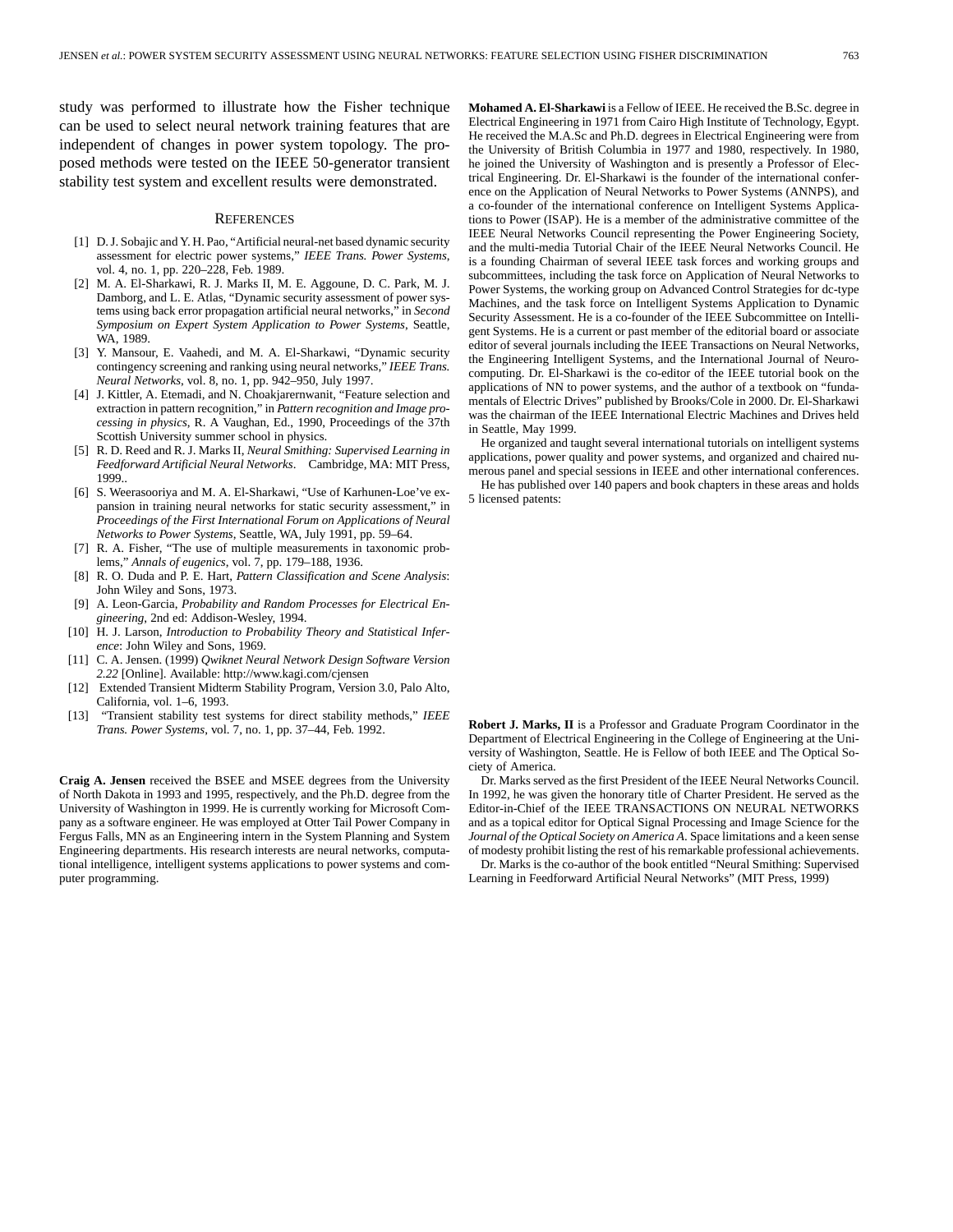study was performed to illustrate how the Fisher technique can be used to select neural network training features that are independent of changes in power system topology. The proposed methods were tested on the IEEE 50-generator transient stability test system and excellent results were demonstrated.

## References

[1] D. J. Sobajic and Y. H. Pao, "Artificial neural-net based dynamic security assessment for electric power systems," *IEEE Trans. Power Systems*, vol. 4, no. 1, pp. 220–228, Feb. 1989.

[2] M. A. El-Sharkawi, R. J. Marks II, M. E. Aggoune, D. C. Park, M. J. Damborg, and L. E. Atlas, "Dynamic security assessment of power systems using back error propagation artificial neural networks," in *Second Symposium on Expert System Application to Power Systems*, Seattle, WA, 1989.

[3] Y. Mansour, E. Vaahedi, and M. A. El-Sharkawi, "Dynamic security contingency screening and ranking using neural networks," *IEEE Trans. Neural Networks*, vol. 8, no. 1, pp. 942–950, July 1997.

[4] J. Kittler, A. Etemadi, and N. Choakjarernwanit, "Feature selection and extraction in pattern recognition," in *Pattern recognition and Image processing in physics*, R. A Vaughan, Ed., 1990, Proceedings of the 37th Scottish University summer school in physics.

[5] R. D. Reed and R. J. Marks II, *Neural Smithing: Supervised Learning in Feedforward Artificial Neural Networks*. Cambridge, MA: MIT Press, 1999..

[6] S. Weerasooriya and M. A. El-Sharkawi, "Use of Karhunen-Loe've expansion in training neural networks for static security assessment," in *Proceedings of the First International Forum on Applications of Neural Networks to Power Systems*, Seattle, WA, July 1991, pp. 59–64.

[7] R. A. Fisher, "The use of multiple measurements in taxonomic problems," *Annals of eugenics*, vol. 7, pp. 179–188, 1936.

[8] R. O. Duda and P. E. Hart, *Pattern Classification and Scene Analysis*: John Wiley and Sons, 1973.

[9] A. Leon-Garcia, *Probability and Random Processes for Electrical Engineering*, 2nd ed: Addison-Wesley, 1994.

[10] H. J. Larson, *Introduction to Probability Theory and Statistical Inference*: John Wiley and Sons, 1969.

[11] C. A. Jensen. (1999) *Qwiknet Neural Network Design Software Version 2.22* [Online]. Available: http://www.kagi.com/cjensen

[12] Extended Transient Midterm Stability Program, Version 3.0, Palo Alto, California, vol. 1–6, 1993.

[13] "Transient stability test systems for direct stability methods," *IEEE Trans. Power Systems*, vol. 7, no. 1, pp. 37–44, Feb. 1992.

**Craig A. Jensen** received the BSEE and MSEE degrees from the University of North Dakota in 1993 and 1995, respectively, and the Ph.D. degree from the University of Washington in 1999. He is currently working for Microsoft Company as a software engineer. He was employed at Otter Tail Power Company in Fergus Falls, MN as an Engineering intern in the System Planning and System Engineering departments. His research interests are neural networks, computational intelligence, intelligent systems applications to power systems and computer programming.

**Mohamed A. El-Sharkawi** is a Fellow of IEEE. He received the B.Sc. degree in Electrical Engineering in 1971 from Cairo High Institute of Technology, Egypt. He received the M.A.Sc and Ph.D. degrees in Electrical Engineering were from the University of British Columbia in 1977 and 1980, respectively. In 1980, he joined the University of Washington and is presently a Professor of Electrical Engineering. Dr. El-Sharkawi is the founder of the international conference on the Application of Neural Networks to Power Systems (ANNPS), and a co-founder of the international conference on Intelligent Systems Applications to Power (ISAP). He is a member of the administrative committee of the IEEE Neural Networks Council representing the Power Engineering Society, and the multi-media Tutorial Chair of the IEEE Neural Networks Council. He is a founding Chairman of several IEEE task forces and working groups and subcommittees, including the task force on Application of Neural Networks to Power Systems, the working group on Advanced Control Strategies for dc-type Machines, and the task force on Intelligent Systems Application to Dynamic Security Assessment. He is a co-founder of the IEEE Subcommittee on Intelligent Systems. He is a current or past member of the editorial board or associate editor of several journals including the IEEE Transactions on Neural Networks, the Engineering Intelligent Systems, and the International Journal of Neurocomputing. Dr. El-Sharkawi is the co-editor of the IEEE tutorial book on the applications of NN to power systems, and the author of a textbook on "fundamentals of Electric Drives" published by Brooks/Cole in 2000. Dr. El-Sharkawi was the chairman of the IEEE International Electric Machines and Drives held in Seattle, May 1999.

He organized and taught several international tutorials on intelligent systems applications, power quality and power systems, and organized and chaired numerous panel and special sessions in IEEE and other international conferences.

He has published over 140 papers and book chapters in these areas and holds 5 licensed patents:

**Robert J. Marks, II** is a Professor and Graduate Program Coordinator in the Department of Electrical Engineering in the College of Engineering at the University of Washington, Seattle. He is Fellow of both IEEE and The Optical Society of America.

Dr. Marks served as the first President of the IEEE Neural Networks Council. In 1992, he was given the honorary title of Charter President. He served as the Editor-in-Chief of the IEEE TRANSACTIONS ON NEURAL NETWORKS and as a topical editor for Optical Signal Processing and Image Science for the *Journal of the Optical Society on America A*. Space limitations and a keen sense of modesty prohibit listing the rest of his remarkable professional achievements.

Dr. Marks is the co-author of the book entitled "Neural Smithing: Supervised Learning in Feedforward Artificial Neural Networks" (MIT Press, 1999)